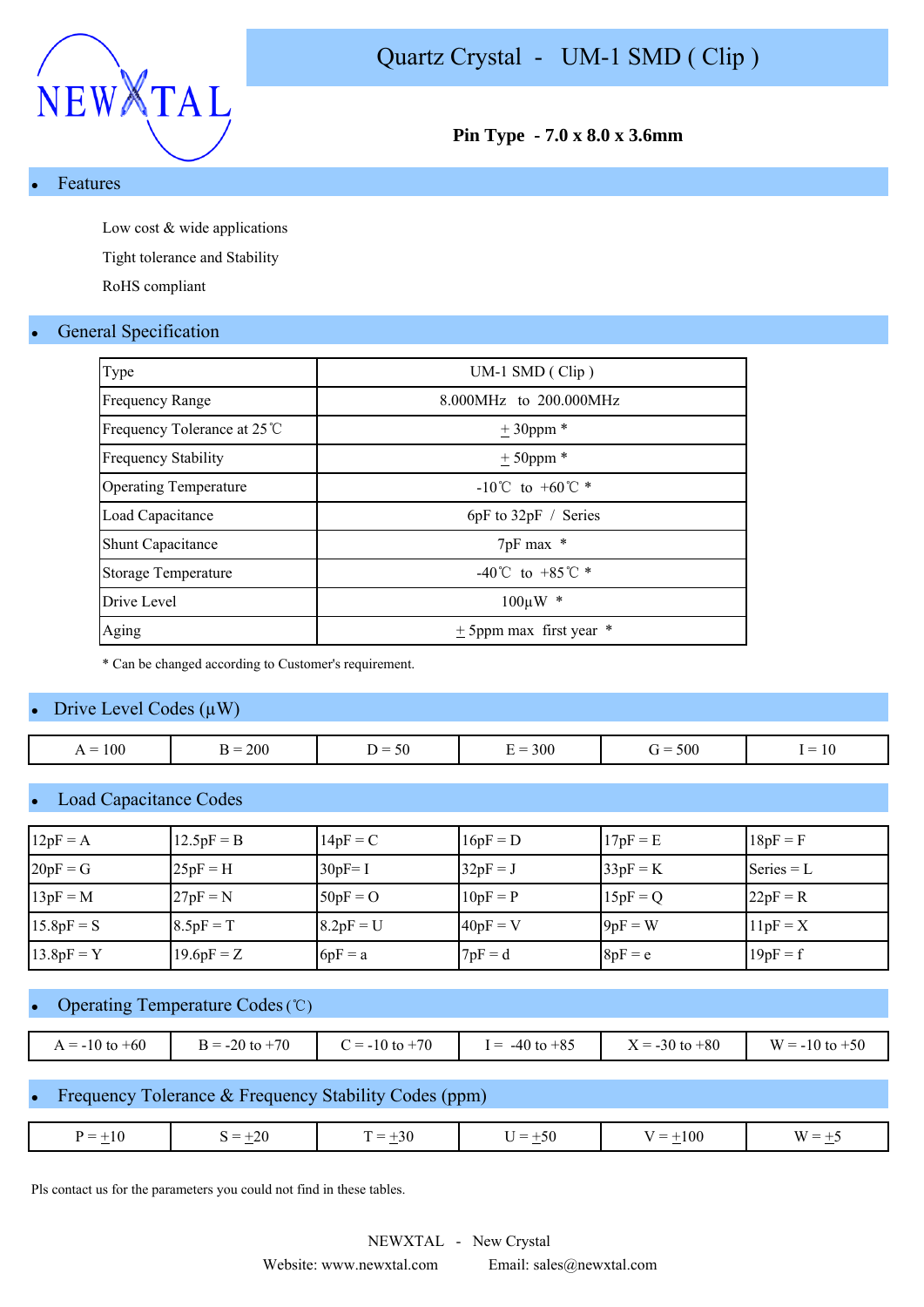NEWXTAL

# Quartz Crystal - UM-1 SMD ( Clip )

**Pin Type - 7.0 x 8.0 x 3.6mm**

## Features

Low cost & wide applications

Tight tolerance and Stability

RoHS compliant

## General Specification

| Type | UM-1 SMD ( Clip ) |
|---|---|
| Frequency Range | 8.000MHz to 200.000MHz |
| Frequency Tolerance at 25℃ | ± 30ppm * |
| Frequency Stability | ± 50ppm * |
| Operating Temperature | -10℃ to +60℃ * |
| Load Capacitance | 6pF to 32pF / Series |
| Shunt Capacitance | 7pF max * |
| Storage Temperature | -40℃ to +85℃ * |
| Drive Level | 100µW * |
| Aging | ± 5ppm max first year * |

* Can be changed according to Customer's requirement.

## Drive Level Codes (µW)

| A = 100 | B = 200 | D = 50 | E = 300 | G = 500 | I = 10 |
|---|---|---|---|---|---|

## Load Capacitance Codes

| 12pF = A | 12.5pF = B | 14pF = C | 16pF = D | 17pF = E | 18pF = F |
|---|---|---|---|---|---|
| 20pF = G | 25pF = H | 30pF= I | 32pF = J | 33pF = K | Series = L |
| 13pF = M | 27pF = N | 50pF = O | 10pF = P | 15pF = Q | 22pF = R |
| 15.8pF = S | 8.5pF = T | 8.2pF = U | 40pF = V | 9pF = W | 11pF = X |
| 13.8pF = Y | 19.6pF = Z | 6pF = a | 7pF = d | 8pF = e | 19pF = f |

## Operating Temperature Codes (℃)

| A = -10 to +60 | B = -20 to +70 | C = -10 to +70 | I = -40 to +85 | X = -30 to +80 | W = -10 to +50 |
|---|---|---|---|---|---|

## Frequency Tolerance & Frequency Stability Codes (ppm)

| P = ±10 | S = ±20 | T = ±30 | U = ±50 | V = ±100 | W = ±5 |
|---|---|---|---|---|---|

Pls contact us for the parameters you could not find in these tables.

NEWXTAL - New Crystal

Website: www.newxtal.com Email: sales@newxtal.com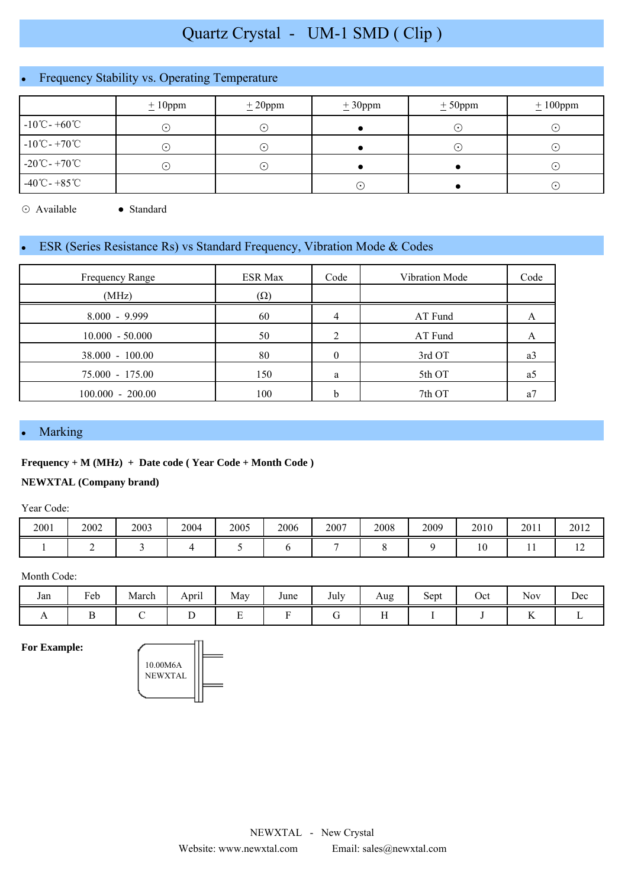# Quartz Crystal - UM-1 SMD ( Clip )

## Frequency Stability vs. Operating Temperature

| | ±10ppm | ±20ppm | ±30ppm | ±50ppm | ±100ppm |
|---|---|---|---|---|---|
| -10℃- +60℃ | ⊙ | ⊙ | ● | ⊙ | ⊙ |
| -10℃- +70℃ | ⊙ | ⊙ | ● | ⊙ | ⊙ |
| -20℃- +70℃ | ⊙ | ⊙ | ● | ● | ⊙ |
| -40℃- +85℃ | | | ⊙ | ● | ⊙ |

⊙ Available ● Standard

## ESR (Series Resistance Rs) vs Standard Frequency, Vibration Mode & Codes

| Frequency Range (MHz) | ESR Max (Ω) | Code | Vibration Mode | Code |
|---|---|---|---|---|
| 8.000 - 9.999 | 60 | 4 | AT Fund | A |
| 10.000 - 50.000 | 50 | 2 | AT Fund | A |
| 38.000 - 100.00 | 80 | 0 | 3rd OT | a3 |
| 75.000 - 175.00 | 150 | a | 5th OT | a5 |
| 100.000 - 200.00 | 100 | b | 7th OT | a7 |

## Marking

**Frequency + M (MHz) + Date code ( Year Code + Month Code )**

**NEWXTAL (Company brand)**

Year Code:

| 2001 | 2002 | 2003 | 2004 | 2005 | 2006 | 2007 | 2008 | 2009 | 2010 | 2011 | 2012 |
|---|---|---|---|---|---|---|---|---|---|---|---|
| 1 | 2 | 3 | 4 | 5 | 6 | 7 | 8 | 9 | 10 | 11 | 12 |

Month Code:

| Jan | Feb | March | April | May | June | July | Aug | Sept | Oct | Nov | Dec |
|---|---|---|---|---|---|---|---|---|---|---|---|
| A | B | C | D | E | F | G | H | I | J | K | L |

**For Example:**

10.00M6A
NEWXTAL

NEWXTAL - New Crystal

Website: www.newxtal.com Email: sales@newxtal.com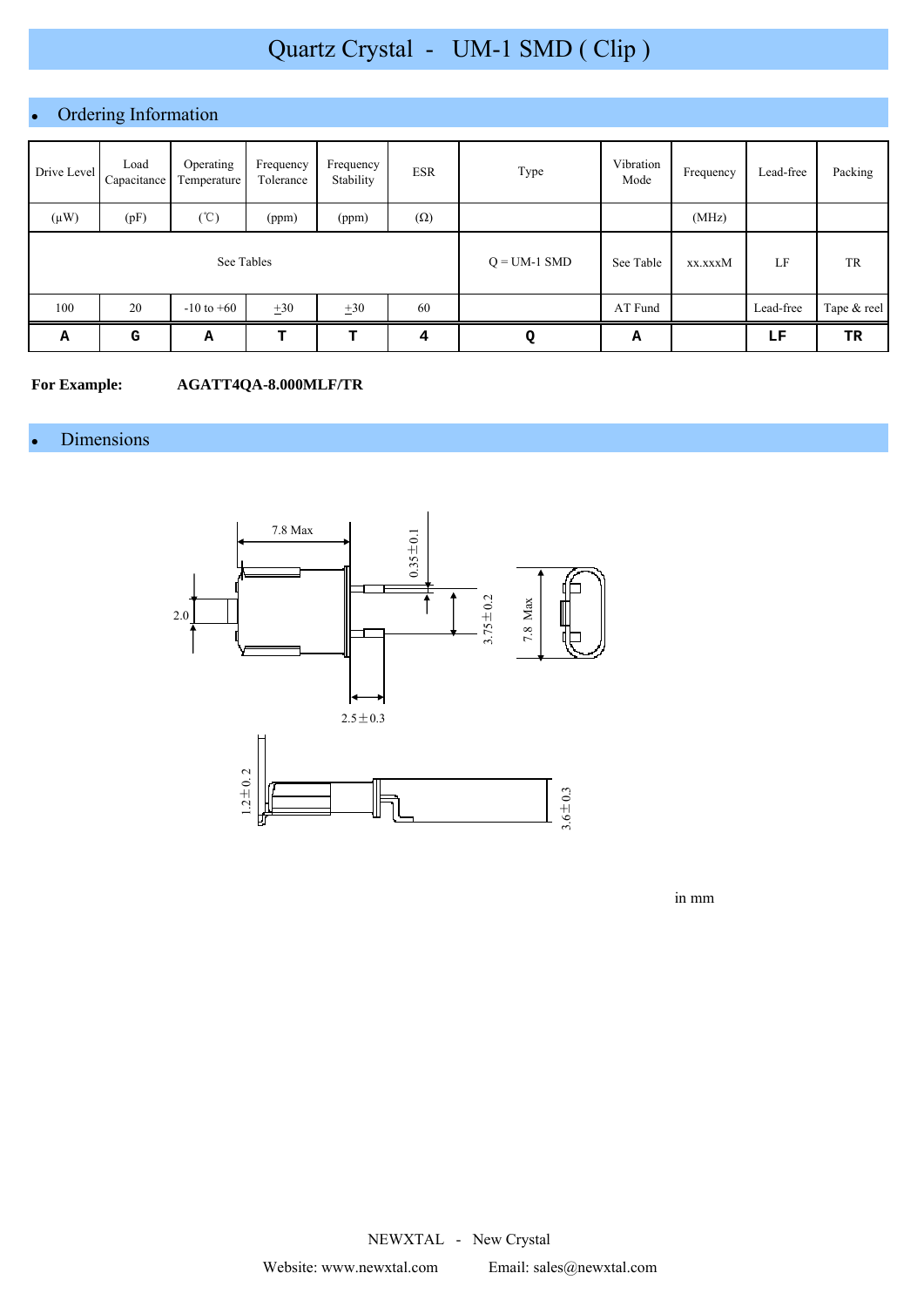# Quartz Crystal - UM-1 SMD ( Clip )

## Ordering Information

| Drive Level | Load Capacitance | Operating Temperature | Frequency Tolerance | Frequency Stability | ESR | Type | Vibration Mode | Frequency | Lead-free | Packing |
|---|---|---|---|---|---|---|---|---|---|---|
| (μW) | (pF) | (℃) | (ppm) | (ppm) | (Ω) | | | (MHz) | | |
| See Tables | | | | | | Q = UM-1 SMD | See Table | xx.xxxM | LF | TR |
| 100 | 20 | -10 to +60 | ±30 | ±30 | 60 | | AT Fund | | Lead-free | Tape & reel |
| **A** | **G** | **A** | **T** | **T** | **4** | **Q** | **A** | | **LF** | **TR** |

**For Example:** **AGATT4QA-8.000MLF/TR**

## Dimensions

7.8 Max

0.35±0.1

2.0

3.75±0.2

7.8 Max

2.5±0.3

1.2±0.2

3.6±0.3

in mm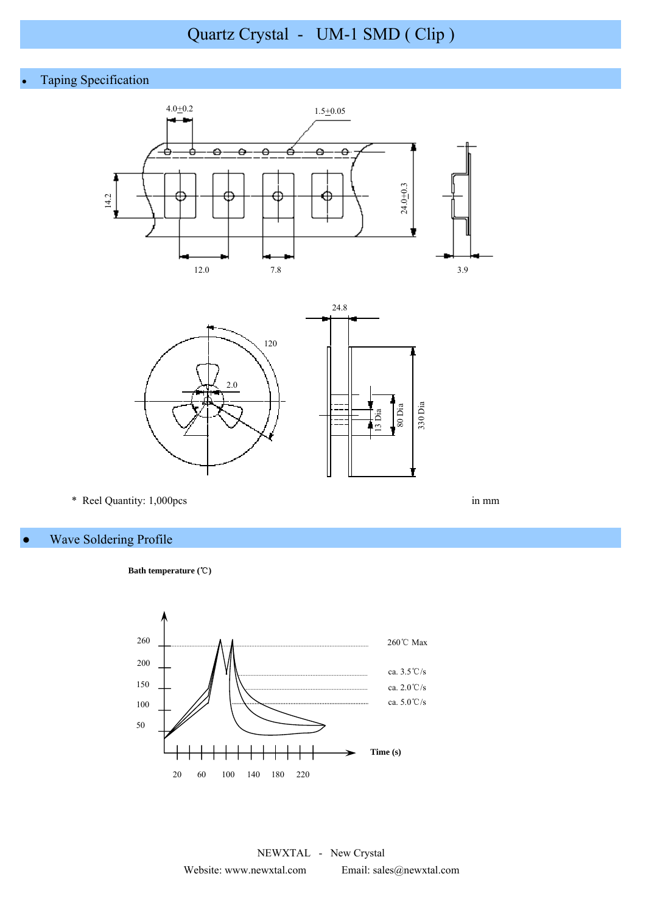# Quartz Crystal - UM-1 SMD ( Clip )

## Taping Specification

4.0±0.2

1.5±0.05

14.2

24.0±0.3

12.0

7.8

3.9

24.8

120

2.0

13 Dia

80 Dia

330 Dia

\* Reel Quantity: 1,000pcs

in mm

## Wave Soldering Profile

**Bath temperature (℃)**

260

200

150

100

50

260℃ Max

ca. 3.5℃/s

ca. 2.0℃/s

ca. 5.0℃/s

**Time (s)**

20 60 100 140 180 220

NEWXTAL - New Crystal

Website: www.newxtal.com Email: sales@newxtal.com